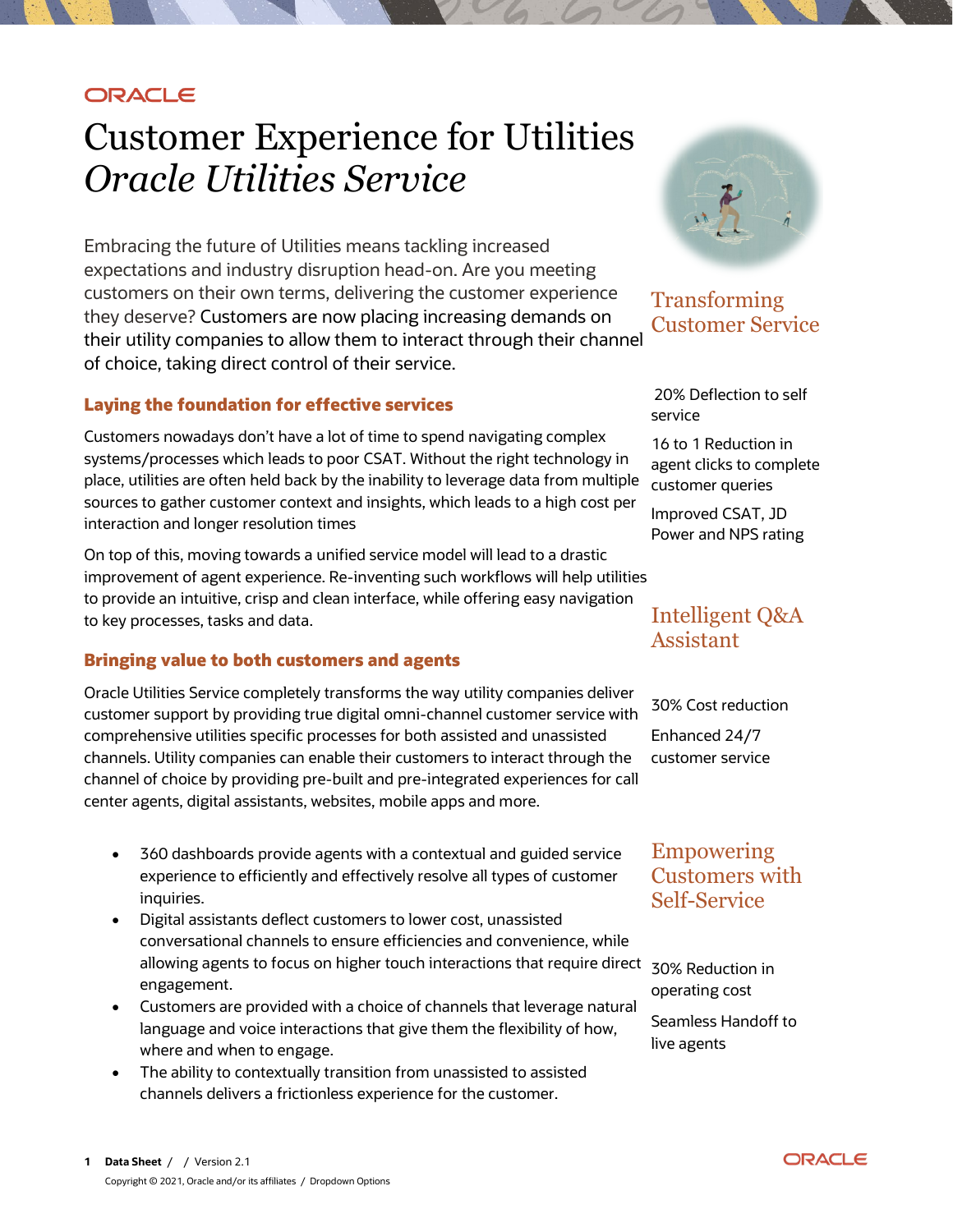ORACLE

# Customer Experience for Utilities *Oracle Utilities Service*

Embracing the future of Utilities means tackling increased expectations and industry disruption head-on. Are you meeting customers on their own terms, delivering the customer experience they deserve? Customers are now placing increasing demands on their utility companies to allow them to interact through their channel of choice, taking direct control of their service.

## Laying the foundation for effective services

Customers nowadays don't have a lot of time to spend navigating complex systems/processes which leads to poor CSAT. Without the right technology in place, utilities are often held back by the inability to leverage data from multiple sources to gather customer context and insights, which leads to a high cost per interaction and longer resolution times

On top of this, moving towards a unified service model will lead to a drastic improvement of agent experience. Re-inventing such workflows will help utilities to provide an intuitive, crisp and clean interface, while offering easy navigation to key processes, tasks and data.

## Bringing value to both customers and agents

Oracle Utilities Service completely transforms the way utility companies deliver customer support by providing true digital omni-channel customer service with comprehensive utilities specific processes for both assisted and unassisted channels. Utility companies can enable their customers to interact through the channel of choice by providing pre-built and pre-integrated experiences for call center agents, digital assistants, websites, mobile apps and more.

- 360 dashboards provide agents with a contextual and guided service experience to efficiently and effectively resolve all types of customer inquiries.
- Digital assistants deflect customers to lower cost, unassisted conversational channels to ensure efficiencies and convenience, while allowing agents to focus on higher touch interactions that require direct engagement.
- Customers are provided with a choice of channels that leverage natural language and voice interactions that give them the flexibility of how, where and when to engage.
- The ability to contextually transition from unassisted to assisted channels delivers a frictionless experience for the customer.

### Transforming Customer Service

20% Deflection to self service

16 to 1 Reduction in agent clicks to complete customer queries

Improved CSAT, JD Power and NPS rating

### Intelligent Q&A Assistant

30% Cost reduction

Enhanced 24/7 customer service

### Empowering Customers with Self-Service

30% Reduction in operating cost

Seamless Handoff to live agents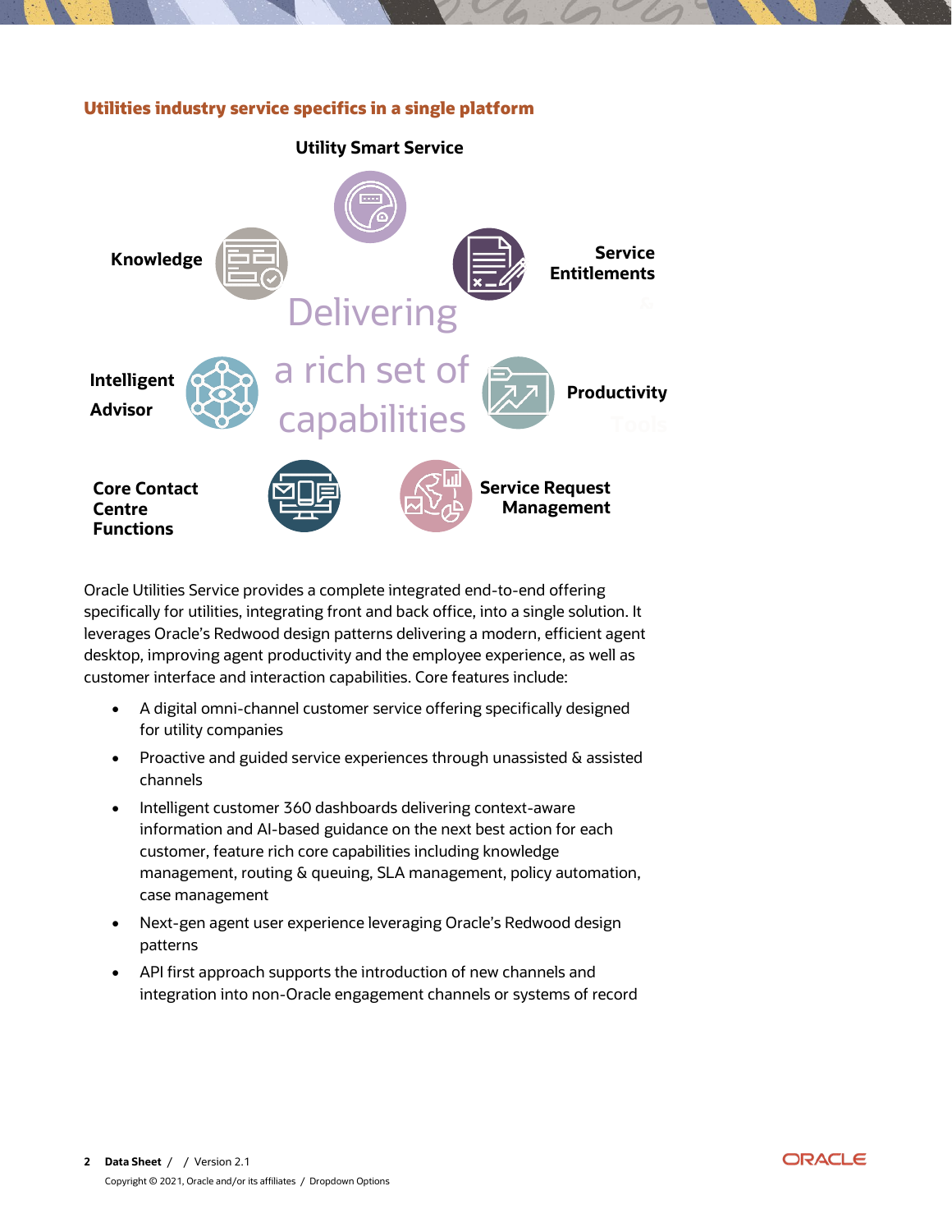## Utilities industry service specifics in a single platform

**Utility Smart Service**

**Knowledge**

**Service Entitlements**

Delivering a rich set of capabilities

**Intelligent Advisor**

**Productivity**

**Core Contact Centre Functions**

**Service Request Management**

Oracle Utilities Service provides a complete integrated end-to-end offering specifically for utilities, integrating front and back office, into a single solution. It leverages Oracle's Redwood design patterns delivering a modern, efficient agent desktop, improving agent productivity and the employee experience, as well as customer interface and interaction capabilities. Core features include:

- A digital omni-channel customer service offering specifically designed for utility companies
- Proactive and guided service experiences through unassisted & assisted channels
- Intelligent customer 360 dashboards delivering context-aware information and AI-based guidance on the next best action for each customer, feature rich core capabilities including knowledge management, routing & queuing, SLA management, policy automation, case management
- Next-gen agent user experience leveraging Oracle's Redwood design patterns
- API first approach supports the introduction of new channels and integration into non-Oracle engagement channels or systems of record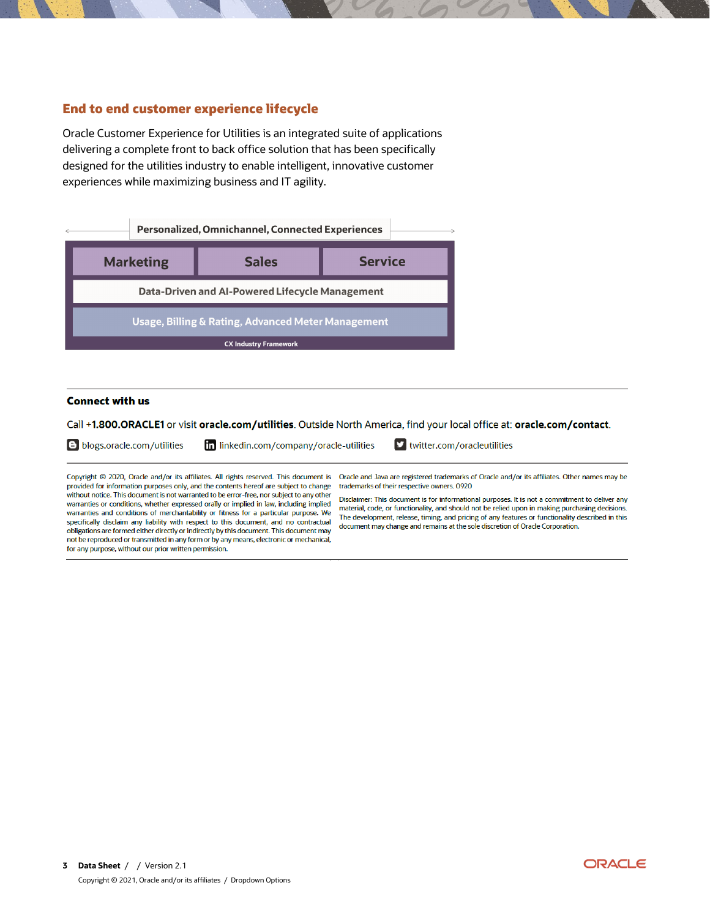## End to end customer experience lifecycle

Oracle Customer Experience for Utilities is an integrated suite of applications delivering a complete front to back office solution that has been specifically designed for the utilities industry to enable intelligent, innovative customer experiences while maximizing business and IT agility.

Personalized, Omnichannel, Connected Experiences

Marketing

Sales

Service

Data-Driven and AI-Powered Lifecycle Management

Usage, Billing & Rating, Advanced Meter Management

CX Industry Framework

### Connect with us

Call +**1.800.ORACLE1** or visit **oracle.com/utilities**. Outside North America, find your local office at: **oracle.com/contact**.

blogs.oracle.com/utilities linkedin.com/company/oracle-utilities twitter.com/oracleutilities

Copyright © 2020, Oracle and/or its affiliates. All rights reserved. This document is provided for information purposes only, and the contents hereof are subject to change without notice. This document is not warranted to be error-free, nor subject to any other warranties or conditions, whether expressed orally or implied in law, including implied warranties and conditions of merchantability or fitness for a particular purpose. We specifically disclaim any liability with respect to this document, and no contractual obligations are formed either directly or indirectly by this document. This document may not be reproduced or transmitted in any form or by any means, electronic or mechanical, for any purpose, without our prior written permission.

Oracle and Java are registered trademarks of Oracle and/or its affiliates. Other names may be trademarks of their respective owners. 0920

Disclaimer: This document is for informational purposes. It is not a commitment to deliver any material, code, or functionality, and should not be relied upon in making purchasing decisions. The development, release, timing, and pricing of any features or functionality described in this document may change and remains at the sole discretion of Oracle Corporation.